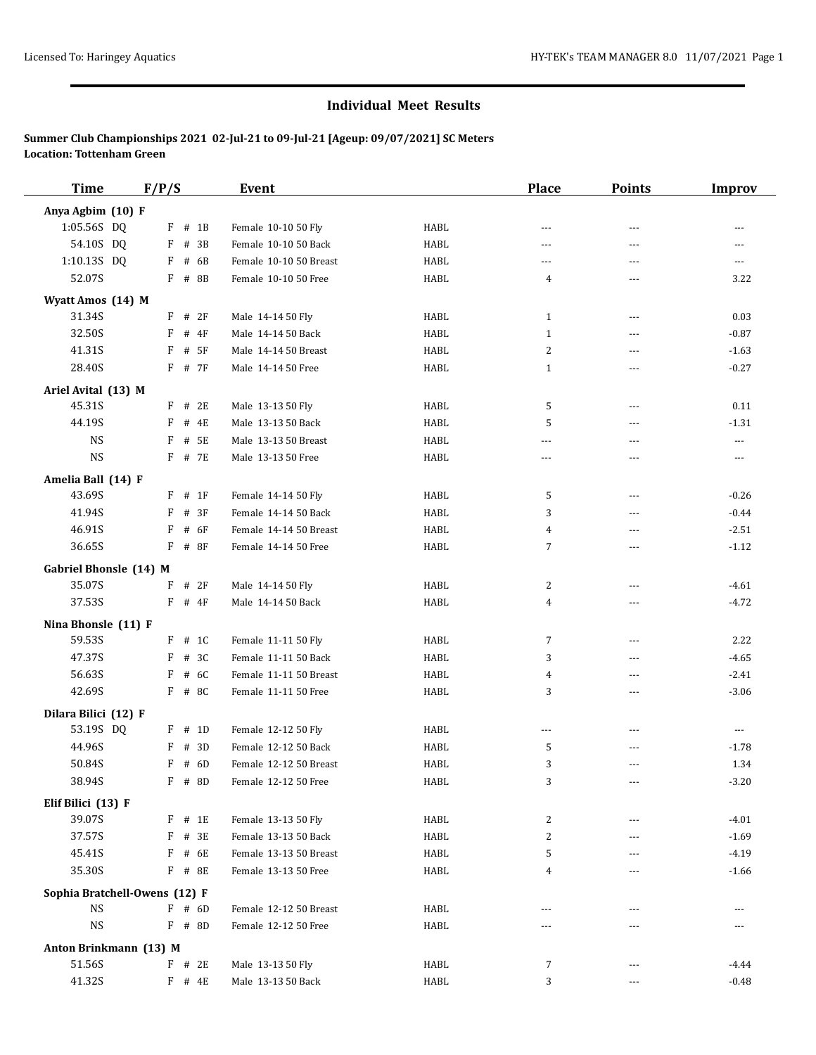## Individual Meet Results

**Summer Club Championships 2021 02-Jul-21 to 09-Jul-21 [Ageup: 09/07/2021] SC Meters**
**Location: Tottenham Green**

| Time | F/P/S | Event | | Place | Points | Improv |
|---|---|---|---|---|---|---|
| **Anya Agbim (10) F** | | | | | | |
| 1:05.56S DQ | F # 1B | Female 10-10 50 Fly | HABL | --- | --- | --- |
| 54.10S DQ | F # 3B | Female 10-10 50 Back | HABL | --- | --- | --- |
| 1:10.13S DQ | F # 6B | Female 10-10 50 Breast | HABL | --- | --- | --- |
| 52.07S | F # 8B | Female 10-10 50 Free | HABL | 4 | --- | 3.22 |
| **Wyatt Amos (14) M** | | | | | | |
| 31.34S | F # 2F | Male 14-14 50 Fly | HABL | 1 | --- | 0.03 |
| 32.50S | F # 4F | Male 14-14 50 Back | HABL | 1 | --- | -0.87 |
| 41.31S | F # 5F | Male 14-14 50 Breast | HABL | 2 | --- | -1.63 |
| 28.40S | F # 7F | Male 14-14 50 Free | HABL | 1 | --- | -0.27 |
| **Ariel Avital (13) M** | | | | | | |
| 45.31S | F # 2E | Male 13-13 50 Fly | HABL | 5 | --- | 0.11 |
| 44.19S | F # 4E | Male 13-13 50 Back | HABL | 5 | --- | -1.31 |
| NS | F # 5E | Male 13-13 50 Breast | HABL | --- | --- | --- |
| NS | F # 7E | Male 13-13 50 Free | HABL | --- | --- | --- |
| **Amelia Ball (14) F** | | | | | | |
| 43.69S | F # 1F | Female 14-14 50 Fly | HABL | 5 | --- | -0.26 |
| 41.94S | F # 3F | Female 14-14 50 Back | HABL | 3 | --- | -0.44 |
| 46.91S | F # 6F | Female 14-14 50 Breast | HABL | 4 | --- | -2.51 |
| 36.65S | F # 8F | Female 14-14 50 Free | HABL | 7 | --- | -1.12 |
| **Gabriel Bhonsle (14) M** | | | | | | |
| 35.07S | F # 2F | Male 14-14 50 Fly | HABL | 2 | --- | -4.61 |
| 37.53S | F # 4F | Male 14-14 50 Back | HABL | 4 | --- | -4.72 |
| **Nina Bhonsle (11) F** | | | | | | |
| 59.53S | F # 1C | Female 11-11 50 Fly | HABL | 7 | --- | 2.22 |
| 47.37S | F # 3C | Female 11-11 50 Back | HABL | 3 | --- | -4.65 |
| 56.63S | F # 6C | Female 11-11 50 Breast | HABL | 4 | --- | -2.41 |
| 42.69S | F # 8C | Female 11-11 50 Free | HABL | 3 | --- | -3.06 |
| **Dilara Bilici (12) F** | | | | | | |
| 53.19S DQ | F # 1D | Female 12-12 50 Fly | HABL | --- | --- | --- |
| 44.96S | F # 3D | Female 12-12 50 Back | HABL | 5 | --- | -1.78 |
| 50.84S | F # 6D | Female 12-12 50 Breast | HABL | 3 | --- | 1.34 |
| 38.94S | F # 8D | Female 12-12 50 Free | HABL | 3 | --- | -3.20 |
| **Elif Bilici (13) F** | | | | | | |
| 39.07S | F # 1E | Female 13-13 50 Fly | HABL | 2 | --- | -4.01 |
| 37.57S | F # 3E | Female 13-13 50 Back | HABL | 2 | --- | -1.69 |
| 45.41S | F # 6E | Female 13-13 50 Breast | HABL | 5 | --- | -4.19 |
| 35.30S | F # 8E | Female 13-13 50 Free | HABL | 4 | --- | -1.66 |
| **Sophia Bratchell-Owens (12) F** | | | | | | |
| NS | F # 6D | Female 12-12 50 Breast | HABL | --- | --- | --- |
| NS | F # 8D | Female 12-12 50 Free | HABL | --- | --- | --- |
| **Anton Brinkmann (13) M** | | | | | | |
| 51.56S | F # 2E | Male 13-13 50 Fly | HABL | 7 | --- | -4.44 |
| 41.32S | F # 4E | Male 13-13 50 Back | HABL | 3 | --- | -0.48 |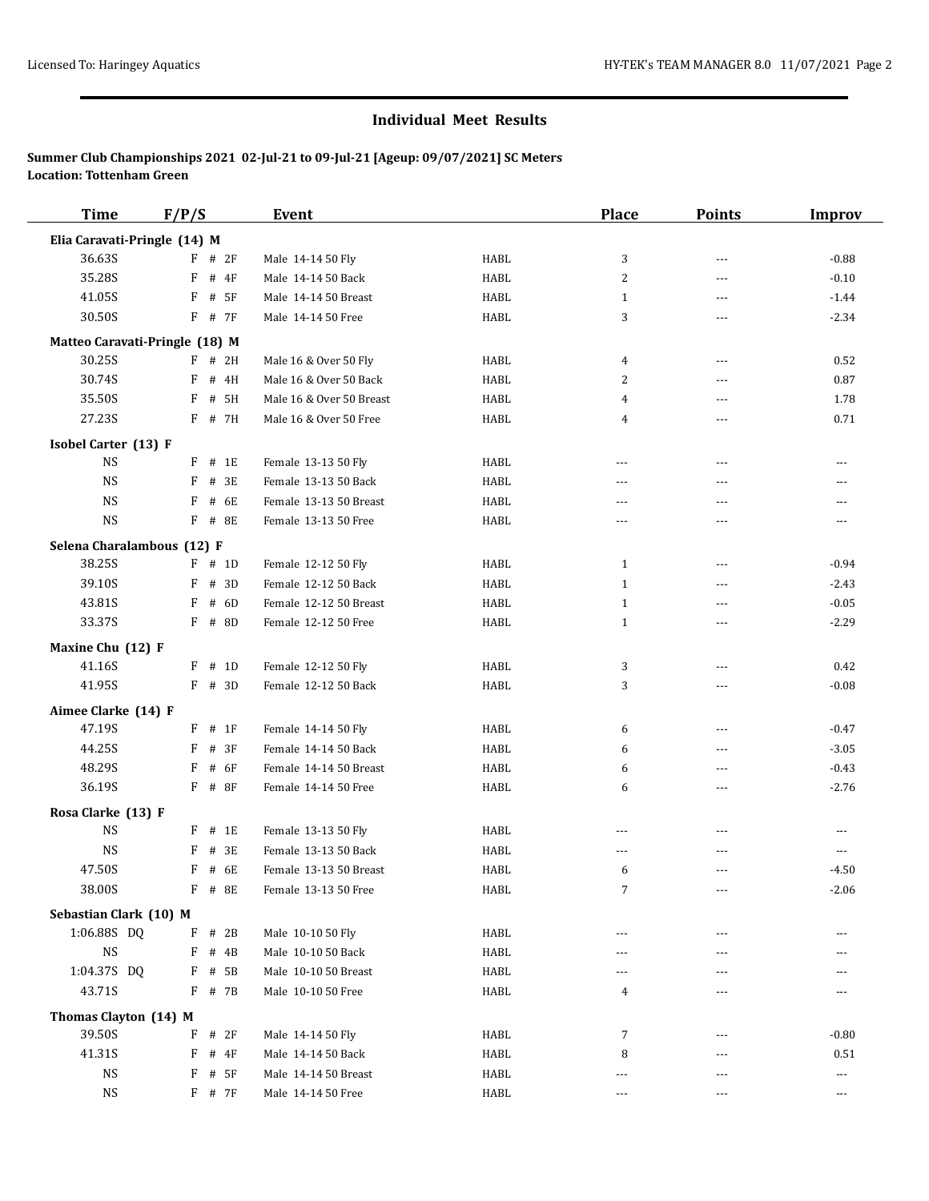## Individual Meet Results

**Summer Club Championships 2021 02-Jul-21 to 09-Jul-21 [Ageup: 09/07/2021] SC Meters**
**Location: Tottenham Green**

| Time | F/P/S | Event | | Place | Points | Improv |
|---|---|---|---|---|---|---|
| **Elia Caravati-Pringle (14) M** | | | | | | |
| 36.63S | F # 2F | Male 14-14 50 Fly | HABL | 3 | --- | -0.88 |
| 35.28S | F # 4F | Male 14-14 50 Back | HABL | 2 | --- | -0.10 |
| 41.05S | F # 5F | Male 14-14 50 Breast | HABL | 1 | --- | -1.44 |
| 30.50S | F # 7F | Male 14-14 50 Free | HABL | 3 | --- | -2.34 |
| **Matteo Caravati-Pringle (18) M** | | | | | | |
| 30.25S | F # 2H | Male 16 & Over 50 Fly | HABL | 4 | --- | 0.52 |
| 30.74S | F # 4H | Male 16 & Over 50 Back | HABL | 2 | --- | 0.87 |
| 35.50S | F # 5H | Male 16 & Over 50 Breast | HABL | 4 | --- | 1.78 |
| 27.23S | F # 7H | Male 16 & Over 50 Free | HABL | 4 | --- | 0.71 |
| **Isobel Carter (13) F** | | | | | | |
| NS | F # 1E | Female 13-13 50 Fly | HABL | --- | --- | --- |
| NS | F # 3E | Female 13-13 50 Back | HABL | --- | --- | --- |
| NS | F # 6E | Female 13-13 50 Breast | HABL | --- | --- | --- |
| NS | F # 8E | Female 13-13 50 Free | HABL | --- | --- | --- |
| **Selena Charalambous (12) F** | | | | | | |
| 38.25S | F # 1D | Female 12-12 50 Fly | HABL | 1 | --- | -0.94 |
| 39.10S | F # 3D | Female 12-12 50 Back | HABL | 1 | --- | -2.43 |
| 43.81S | F # 6D | Female 12-12 50 Breast | HABL | 1 | --- | -0.05 |
| 33.37S | F # 8D | Female 12-12 50 Free | HABL | 1 | --- | -2.29 |
| **Maxine Chu (12) F** | | | | | | |
| 41.16S | F # 1D | Female 12-12 50 Fly | HABL | 3 | --- | 0.42 |
| 41.95S | F # 3D | Female 12-12 50 Back | HABL | 3 | --- | -0.08 |
| **Aimee Clarke (14) F** | | | | | | |
| 47.19S | F # 1F | Female 14-14 50 Fly | HABL | 6 | --- | -0.47 |
| 44.25S | F # 3F | Female 14-14 50 Back | HABL | 6 | --- | -3.05 |
| 48.29S | F # 6F | Female 14-14 50 Breast | HABL | 6 | --- | -0.43 |
| 36.19S | F # 8F | Female 14-14 50 Free | HABL | 6 | --- | -2.76 |
| **Rosa Clarke (13) F** | | | | | | |
| NS | F # 1E | Female 13-13 50 Fly | HABL | --- | --- | --- |
| NS | F # 3E | Female 13-13 50 Back | HABL | --- | --- | --- |
| 47.50S | F # 6E | Female 13-13 50 Breast | HABL | 6 | --- | -4.50 |
| 38.00S | F # 8E | Female 13-13 50 Free | HABL | 7 | --- | -2.06 |
| **Sebastian Clark (10) M** | | | | | | |
| 1:06.88S DQ | F # 2B | Male 10-10 50 Fly | HABL | --- | --- | --- |
| NS | F # 4B | Male 10-10 50 Back | HABL | --- | --- | --- |
| 1:04.37S DQ | F # 5B | Male 10-10 50 Breast | HABL | --- | --- | --- |
| 43.71S | F # 7B | Male 10-10 50 Free | HABL | 4 | --- | --- |
| **Thomas Clayton (14) M** | | | | | | |
| 39.50S | F # 2F | Male 14-14 50 Fly | HABL | 7 | --- | -0.80 |
| 41.31S | F # 4F | Male 14-14 50 Back | HABL | 8 | --- | 0.51 |
| NS | F # 5F | Male 14-14 50 Breast | HABL | --- | --- | --- |
| NS | F # 7F | Male 14-14 50 Free | HABL | --- | --- | --- |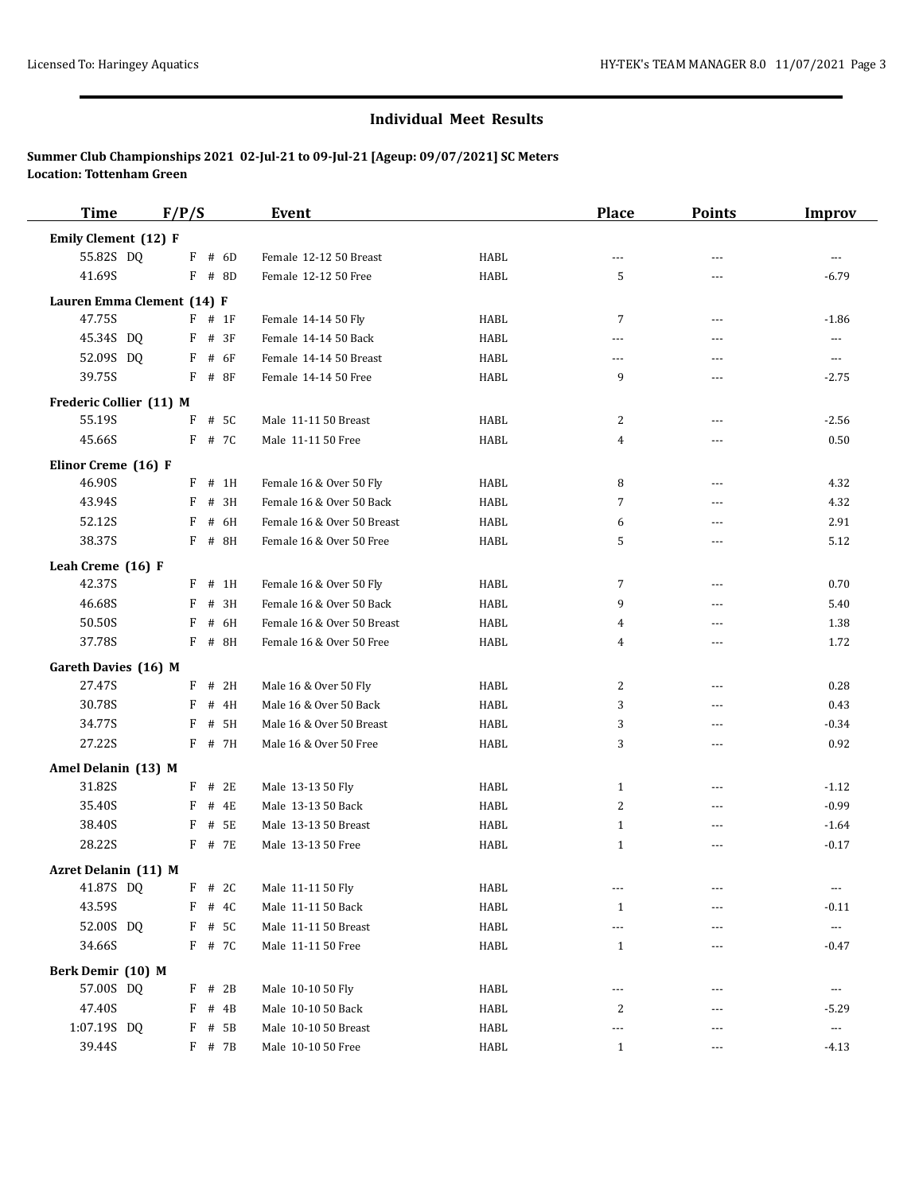## Individual Meet Results

**Summer Club Championships 2021 02-Jul-21 to 09-Jul-21 [Ageup: 09/07/2021] SC Meters**
**Location: Tottenham Green**

| Time | F/P/S | Event | | Place | Points | Improv |
|---|---|---|---|---|---|---|
| **Emily Clement (12) F** | | | | | | |
| 55.82S DQ | F # 6D | Female 12-12 50 Breast | HABL | --- | --- | --- |
| 41.69S | F # 8D | Female 12-12 50 Free | HABL | 5 | --- | -6.79 |
| **Lauren Emma Clement (14) F** | | | | | | |
| 47.75S | F # 1F | Female 14-14 50 Fly | HABL | 7 | --- | -1.86 |
| 45.34S DQ | F # 3F | Female 14-14 50 Back | HABL | --- | --- | --- |
| 52.09S DQ | F # 6F | Female 14-14 50 Breast | HABL | --- | --- | --- |
| 39.75S | F # 8F | Female 14-14 50 Free | HABL | 9 | --- | -2.75 |
| **Frederic Collier (11) M** | | | | | | |
| 55.19S | F # 5C | Male 11-11 50 Breast | HABL | 2 | --- | -2.56 |
| 45.66S | F # 7C | Male 11-11 50 Free | HABL | 4 | --- | 0.50 |
| **Elinor Creme (16) F** | | | | | | |
| 46.90S | F # 1H | Female 16 & Over 50 Fly | HABL | 8 | --- | 4.32 |
| 43.94S | F # 3H | Female 16 & Over 50 Back | HABL | 7 | --- | 4.32 |
| 52.12S | F # 6H | Female 16 & Over 50 Breast | HABL | 6 | --- | 2.91 |
| 38.37S | F # 8H | Female 16 & Over 50 Free | HABL | 5 | --- | 5.12 |
| **Leah Creme (16) F** | | | | | | |
| 42.37S | F # 1H | Female 16 & Over 50 Fly | HABL | 7 | --- | 0.70 |
| 46.68S | F # 3H | Female 16 & Over 50 Back | HABL | 9 | --- | 5.40 |
| 50.50S | F # 6H | Female 16 & Over 50 Breast | HABL | 4 | --- | 1.38 |
| 37.78S | F # 8H | Female 16 & Over 50 Free | HABL | 4 | --- | 1.72 |
| **Gareth Davies (16) M** | | | | | | |
| 27.47S | F # 2H | Male 16 & Over 50 Fly | HABL | 2 | --- | 0.28 |
| 30.78S | F # 4H | Male 16 & Over 50 Back | HABL | 3 | --- | 0.43 |
| 34.77S | F # 5H | Male 16 & Over 50 Breast | HABL | 3 | --- | -0.34 |
| 27.22S | F # 7H | Male 16 & Over 50 Free | HABL | 3 | --- | 0.92 |
| **Amel Delanin (13) M** | | | | | | |
| 31.82S | F # 2E | Male 13-13 50 Fly | HABL | 1 | --- | -1.12 |
| 35.40S | F # 4E | Male 13-13 50 Back | HABL | 2 | --- | -0.99 |
| 38.40S | F # 5E | Male 13-13 50 Breast | HABL | 1 | --- | -1.64 |
| 28.22S | F # 7E | Male 13-13 50 Free | HABL | 1 | --- | -0.17 |
| **Azret Delanin (11) M** | | | | | | |
| 41.87S DQ | F # 2C | Male 11-11 50 Fly | HABL | --- | --- | --- |
| 43.59S | F # 4C | Male 11-11 50 Back | HABL | 1 | --- | -0.11 |
| 52.00S DQ | F # 5C | Male 11-11 50 Breast | HABL | --- | --- | --- |
| 34.66S | F # 7C | Male 11-11 50 Free | HABL | 1 | --- | -0.47 |
| **Berk Demir (10) M** | | | | | | |
| 57.00S DQ | F # 2B | Male 10-10 50 Fly | HABL | --- | --- | --- |
| 47.40S | F # 4B | Male 10-10 50 Back | HABL | 2 | --- | -5.29 |
| 1:07.19S DQ | F # 5B | Male 10-10 50 Breast | HABL | --- | --- | --- |
| 39.44S | F # 7B | Male 10-10 50 Free | HABL | 1 | --- | -4.13 |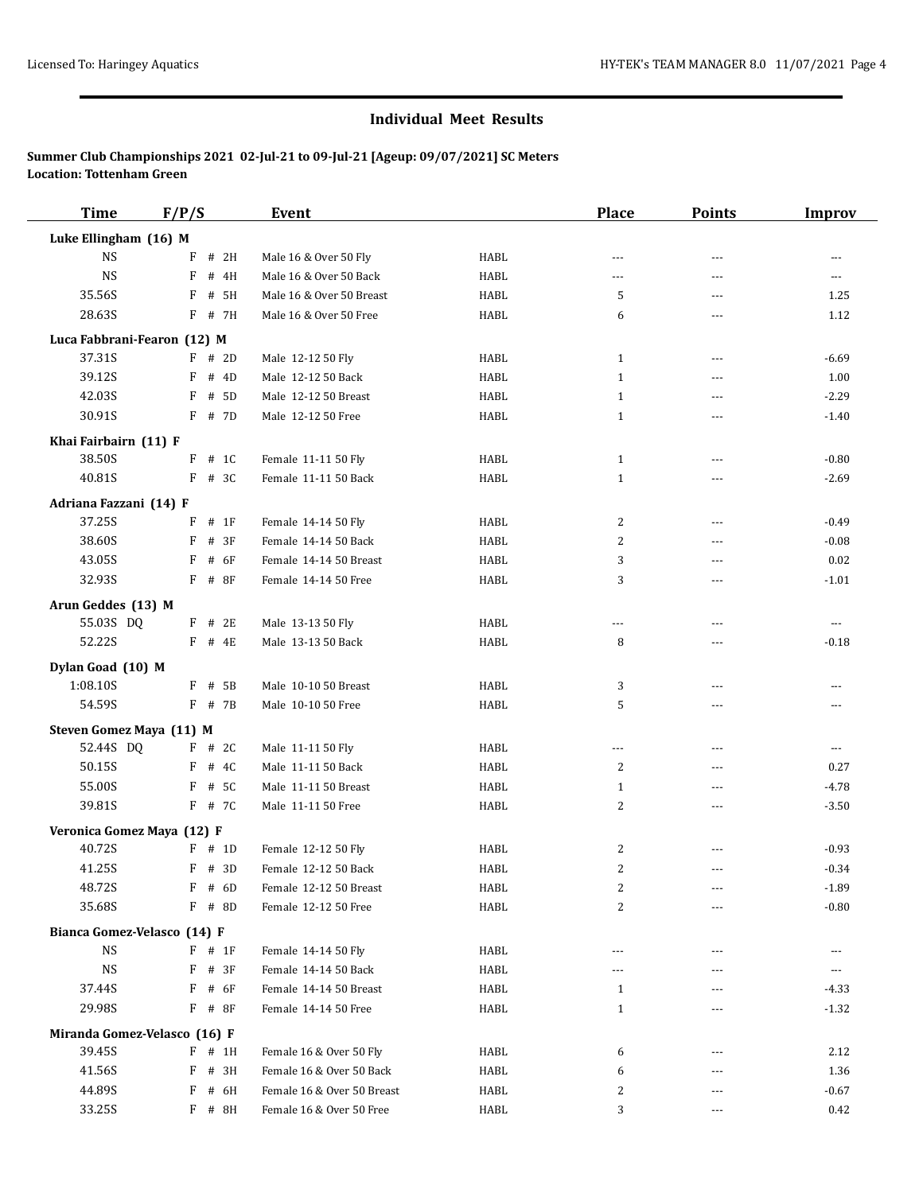## Individual Meet Results

**Summer Club Championships 2021 02-Jul-21 to 09-Jul-21 [Ageup: 09/07/2021] SC Meters**
**Location: Tottenham Green**

| Time | F/P/S | Event | | Place | Points | Improv |
|---|---|---|---|---|---|---|
| **Luke Ellingham (16) M** | | | | | | |
| NS | F # 2H | Male 16 & Over 50 Fly | HABL | --- | --- | --- |
| NS | F # 4H | Male 16 & Over 50 Back | HABL | --- | --- | --- |
| 35.56S | F # 5H | Male 16 & Over 50 Breast | HABL | 5 | --- | 1.25 |
| 28.63S | F # 7H | Male 16 & Over 50 Free | HABL | 6 | --- | 1.12 |
| **Luca Fabbrani-Fearon (12) M** | | | | | | |
| 37.31S | F # 2D | Male 12-12 50 Fly | HABL | 1 | --- | -6.69 |
| 39.12S | F # 4D | Male 12-12 50 Back | HABL | 1 | --- | 1.00 |
| 42.03S | F # 5D | Male 12-12 50 Breast | HABL | 1 | --- | -2.29 |
| 30.91S | F # 7D | Male 12-12 50 Free | HABL | 1 | --- | -1.40 |
| **Khai Fairbairn (11) F** | | | | | | |
| 38.50S | F # 1C | Female 11-11 50 Fly | HABL | 1 | --- | -0.80 |
| 40.81S | F # 3C | Female 11-11 50 Back | HABL | 1 | --- | -2.69 |
| **Adriana Fazzani (14) F** | | | | | | |
| 37.25S | F # 1F | Female 14-14 50 Fly | HABL | 2 | --- | -0.49 |
| 38.60S | F # 3F | Female 14-14 50 Back | HABL | 2 | --- | -0.08 |
| 43.05S | F # 6F | Female 14-14 50 Breast | HABL | 3 | --- | 0.02 |
| 32.93S | F # 8F | Female 14-14 50 Free | HABL | 3 | --- | -1.01 |
| **Arun Geddes (13) M** | | | | | | |
| 55.03S DQ | F # 2E | Male 13-13 50 Fly | HABL | --- | --- | --- |
| 52.22S | F # 4E | Male 13-13 50 Back | HABL | 8 | --- | -0.18 |
| **Dylan Goad (10) M** | | | | | | |
| 1:08.10S | F # 5B | Male 10-10 50 Breast | HABL | 3 | --- | --- |
| 54.59S | F # 7B | Male 10-10 50 Free | HABL | 5 | --- | --- |
| **Steven Gomez Maya (11) M** | | | | | | |
| 52.44S DQ | F # 2C | Male 11-11 50 Fly | HABL | --- | --- | --- |
| 50.15S | F # 4C | Male 11-11 50 Back | HABL | 2 | --- | 0.27 |
| 55.00S | F # 5C | Male 11-11 50 Breast | HABL | 1 | --- | -4.78 |
| 39.81S | F # 7C | Male 11-11 50 Free | HABL | 2 | --- | -3.50 |
| **Veronica Gomez Maya (12) F** | | | | | | |
| 40.72S | F # 1D | Female 12-12 50 Fly | HABL | 2 | --- | -0.93 |
| 41.25S | F # 3D | Female 12-12 50 Back | HABL | 2 | --- | -0.34 |
| 48.72S | F # 6D | Female 12-12 50 Breast | HABL | 2 | --- | -1.89 |
| 35.68S | F # 8D | Female 12-12 50 Free | HABL | 2 | --- | -0.80 |
| **Bianca Gomez-Velasco (14) F** | | | | | | |
| NS | F # 1F | Female 14-14 50 Fly | HABL | --- | --- | --- |
| NS | F # 3F | Female 14-14 50 Back | HABL | --- | --- | --- |
| 37.44S | F # 6F | Female 14-14 50 Breast | HABL | 1 | --- | -4.33 |
| 29.98S | F # 8F | Female 14-14 50 Free | HABL | 1 | --- | -1.32 |
| **Miranda Gomez-Velasco (16) F** | | | | | | |
| 39.45S | F # 1H | Female 16 & Over 50 Fly | HABL | 6 | --- | 2.12 |
| 41.56S | F # 3H | Female 16 & Over 50 Back | HABL | 6 | --- | 1.36 |
| 44.89S | F # 6H | Female 16 & Over 50 Breast | HABL | 2 | --- | -0.67 |
| 33.25S | F # 8H | Female 16 & Over 50 Free | HABL | 3 | --- | 0.42 |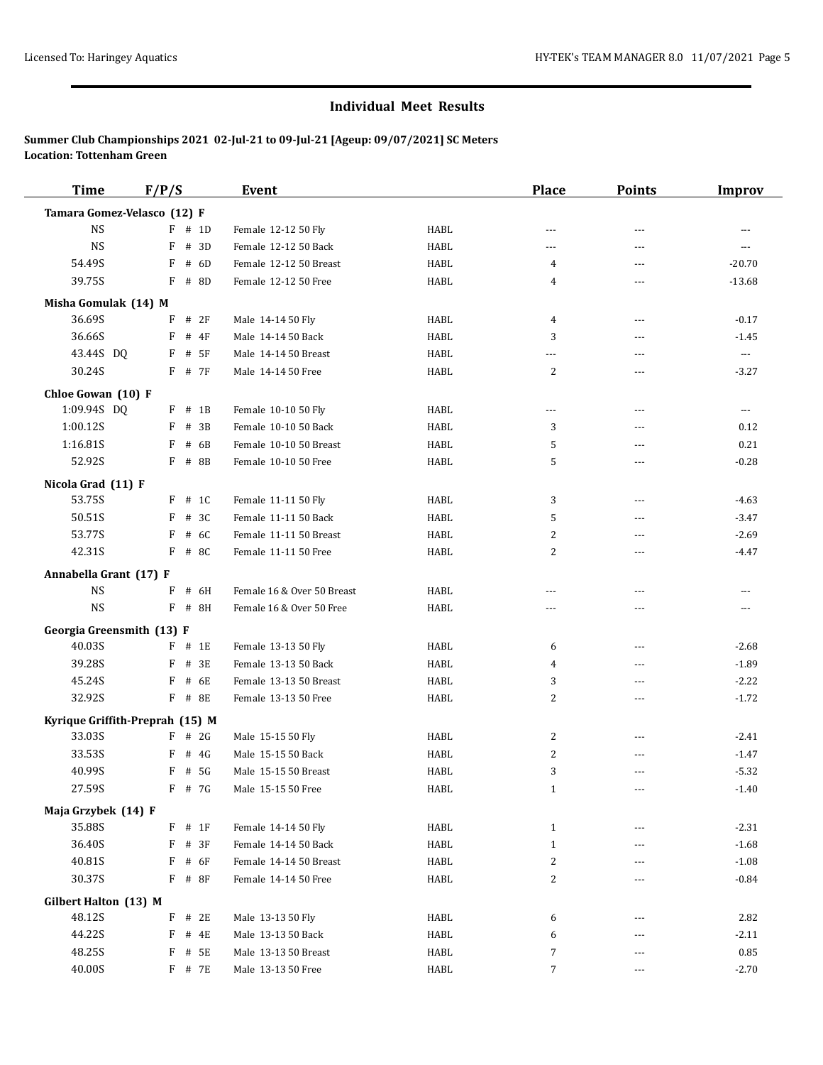## Individual Meet Results

**Summer Club Championships 2021 02-Jul-21 to 09-Jul-21 [Ageup: 09/07/2021] SC Meters**
**Location: Tottenham Green**

| Time | F/P/S | Event | | Place | Points | Improv |
|---|---|---|---|---|---|---|
| **Tamara Gomez-Velasco (12) F** | | | | | | |
| NS | F # 1D | Female 12-12 50 Fly | HABL | --- | --- | --- |
| NS | F # 3D | Female 12-12 50 Back | HABL | --- | --- | --- |
| 54.49S | F # 6D | Female 12-12 50 Breast | HABL | 4 | --- | -20.70 |
| 39.75S | F # 8D | Female 12-12 50 Free | HABL | 4 | --- | -13.68 |
| **Misha Gomulak (14) M** | | | | | | |
| 36.69S | F # 2F | Male 14-14 50 Fly | HABL | 4 | --- | -0.17 |
| 36.66S | F # 4F | Male 14-14 50 Back | HABL | 3 | --- | -1.45 |
| 43.44S DQ | F # 5F | Male 14-14 50 Breast | HABL | --- | --- | --- |
| 30.24S | F # 7F | Male 14-14 50 Free | HABL | 2 | --- | -3.27 |
| **Chloe Gowan (10) F** | | | | | | |
| 1:09.94S DQ | F # 1B | Female 10-10 50 Fly | HABL | --- | --- | --- |
| 1:00.12S | F # 3B | Female 10-10 50 Back | HABL | 3 | --- | 0.12 |
| 1:16.81S | F # 6B | Female 10-10 50 Breast | HABL | 5 | --- | 0.21 |
| 52.92S | F # 8B | Female 10-10 50 Free | HABL | 5 | --- | -0.28 |
| **Nicola Grad (11) F** | | | | | | |
| 53.75S | F # 1C | Female 11-11 50 Fly | HABL | 3 | --- | -4.63 |
| 50.51S | F # 3C | Female 11-11 50 Back | HABL | 5 | --- | -3.47 |
| 53.77S | F # 6C | Female 11-11 50 Breast | HABL | 2 | --- | -2.69 |
| 42.31S | F # 8C | Female 11-11 50 Free | HABL | 2 | --- | -4.47 |
| **Annabella Grant (17) F** | | | | | | |
| NS | F # 6H | Female 16 & Over 50 Breast | HABL | --- | --- | --- |
| NS | F # 8H | Female 16 & Over 50 Free | HABL | --- | --- | --- |
| **Georgia Greensmith (13) F** | | | | | | |
| 40.03S | F # 1E | Female 13-13 50 Fly | HABL | 6 | --- | -2.68 |
| 39.28S | F # 3E | Female 13-13 50 Back | HABL | 4 | --- | -1.89 |
| 45.24S | F # 6E | Female 13-13 50 Breast | HABL | 3 | --- | -2.22 |
| 32.92S | F # 8E | Female 13-13 50 Free | HABL | 2 | --- | -1.72 |
| **Kyrique Griffith-Preprah (15) M** | | | | | | |
| 33.03S | F # 2G | Male 15-15 50 Fly | HABL | 2 | --- | -2.41 |
| 33.53S | F # 4G | Male 15-15 50 Back | HABL | 2 | --- | -1.47 |
| 40.99S | F # 5G | Male 15-15 50 Breast | HABL | 3 | --- | -5.32 |
| 27.59S | F # 7G | Male 15-15 50 Free | HABL | 1 | --- | -1.40 |
| **Maja Grzybek (14) F** | | | | | | |
| 35.88S | F # 1F | Female 14-14 50 Fly | HABL | 1 | --- | -2.31 |
| 36.40S | F # 3F | Female 14-14 50 Back | HABL | 1 | --- | -1.68 |
| 40.81S | F # 6F | Female 14-14 50 Breast | HABL | 2 | --- | -1.08 |
| 30.37S | F # 8F | Female 14-14 50 Free | HABL | 2 | --- | -0.84 |
| **Gilbert Halton (13) M** | | | | | | |
| 48.12S | F # 2E | Male 13-13 50 Fly | HABL | 6 | --- | 2.82 |
| 44.22S | F # 4E | Male 13-13 50 Back | HABL | 6 | --- | -2.11 |
| 48.25S | F # 5E | Male 13-13 50 Breast | HABL | 7 | --- | 0.85 |
| 40.00S | F # 7E | Male 13-13 50 Free | HABL | 7 | --- | -2.70 |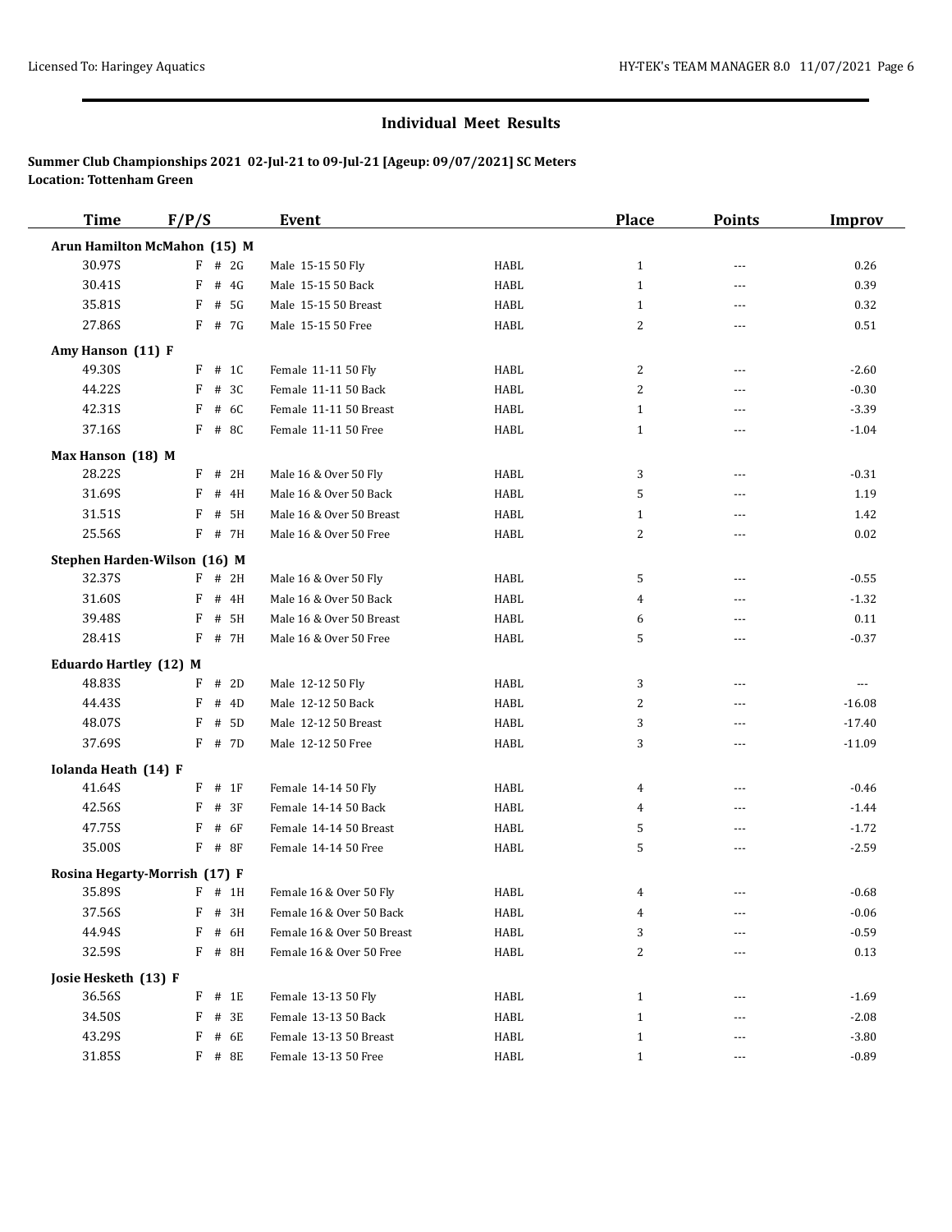## Individual Meet Results

**Summer Club Championships 2021 02-Jul-21 to 09-Jul-21 [Ageup: 09/07/2021] SC Meters**
**Location: Tottenham Green**

| Time | F/P/S | Event | | Place | Points | Improv |
|---|---|---|---|---|---|---|
| **Arun Hamilton McMahon (15) M** | | | | | | |
| 30.97S | F # 2G | Male 15-15 50 Fly | HABL | 1 | --- | 0.26 |
| 30.41S | F # 4G | Male 15-15 50 Back | HABL | 1 | --- | 0.39 |
| 35.81S | F # 5G | Male 15-15 50 Breast | HABL | 1 | --- | 0.32 |
| 27.86S | F # 7G | Male 15-15 50 Free | HABL | 2 | --- | 0.51 |
| **Amy Hanson (11) F** | | | | | | |
| 49.30S | F # 1C | Female 11-11 50 Fly | HABL | 2 | --- | -2.60 |
| 44.22S | F # 3C | Female 11-11 50 Back | HABL | 2 | --- | -0.30 |
| 42.31S | F # 6C | Female 11-11 50 Breast | HABL | 1 | --- | -3.39 |
| 37.16S | F # 8C | Female 11-11 50 Free | HABL | 1 | --- | -1.04 |
| **Max Hanson (18) M** | | | | | | |
| 28.22S | F # 2H | Male 16 & Over 50 Fly | HABL | 3 | --- | -0.31 |
| 31.69S | F # 4H | Male 16 & Over 50 Back | HABL | 5 | --- | 1.19 |
| 31.51S | F # 5H | Male 16 & Over 50 Breast | HABL | 1 | --- | 1.42 |
| 25.56S | F # 7H | Male 16 & Over 50 Free | HABL | 2 | --- | 0.02 |
| **Stephen Harden-Wilson (16) M** | | | | | | |
| 32.37S | F # 2H | Male 16 & Over 50 Fly | HABL | 5 | --- | -0.55 |
| 31.60S | F # 4H | Male 16 & Over 50 Back | HABL | 4 | --- | -1.32 |
| 39.48S | F # 5H | Male 16 & Over 50 Breast | HABL | 6 | --- | 0.11 |
| 28.41S | F # 7H | Male 16 & Over 50 Free | HABL | 5 | --- | -0.37 |
| **Eduardo Hartley (12) M** | | | | | | |
| 48.83S | F # 2D | Male 12-12 50 Fly | HABL | 3 | --- | --- |
| 44.43S | F # 4D | Male 12-12 50 Back | HABL | 2 | --- | -16.08 |
| 48.07S | F # 5D | Male 12-12 50 Breast | HABL | 3 | --- | -17.40 |
| 37.69S | F # 7D | Male 12-12 50 Free | HABL | 3 | --- | -11.09 |
| **Iolanda Heath (14) F** | | | | | | |
| 41.64S | F # 1F | Female 14-14 50 Fly | HABL | 4 | --- | -0.46 |
| 42.56S | F # 3F | Female 14-14 50 Back | HABL | 4 | --- | -1.44 |
| 47.75S | F # 6F | Female 14-14 50 Breast | HABL | 5 | --- | -1.72 |
| 35.00S | F # 8F | Female 14-14 50 Free | HABL | 5 | --- | -2.59 |
| **Rosina Hegarty-Morrish (17) F** | | | | | | |
| 35.89S | F # 1H | Female 16 & Over 50 Fly | HABL | 4 | --- | -0.68 |
| 37.56S | F # 3H | Female 16 & Over 50 Back | HABL | 4 | --- | -0.06 |
| 44.94S | F # 6H | Female 16 & Over 50 Breast | HABL | 3 | --- | -0.59 |
| 32.59S | F # 8H | Female 16 & Over 50 Free | HABL | 2 | --- | 0.13 |
| **Josie Hesketh (13) F** | | | | | | |
| 36.56S | F # 1E | Female 13-13 50 Fly | HABL | 1 | --- | -1.69 |
| 34.50S | F # 3E | Female 13-13 50 Back | HABL | 1 | --- | -2.08 |
| 43.29S | F # 6E | Female 13-13 50 Breast | HABL | 1 | --- | -3.80 |
| 31.85S | F # 8E | Female 13-13 50 Free | HABL | 1 | --- | -0.89 |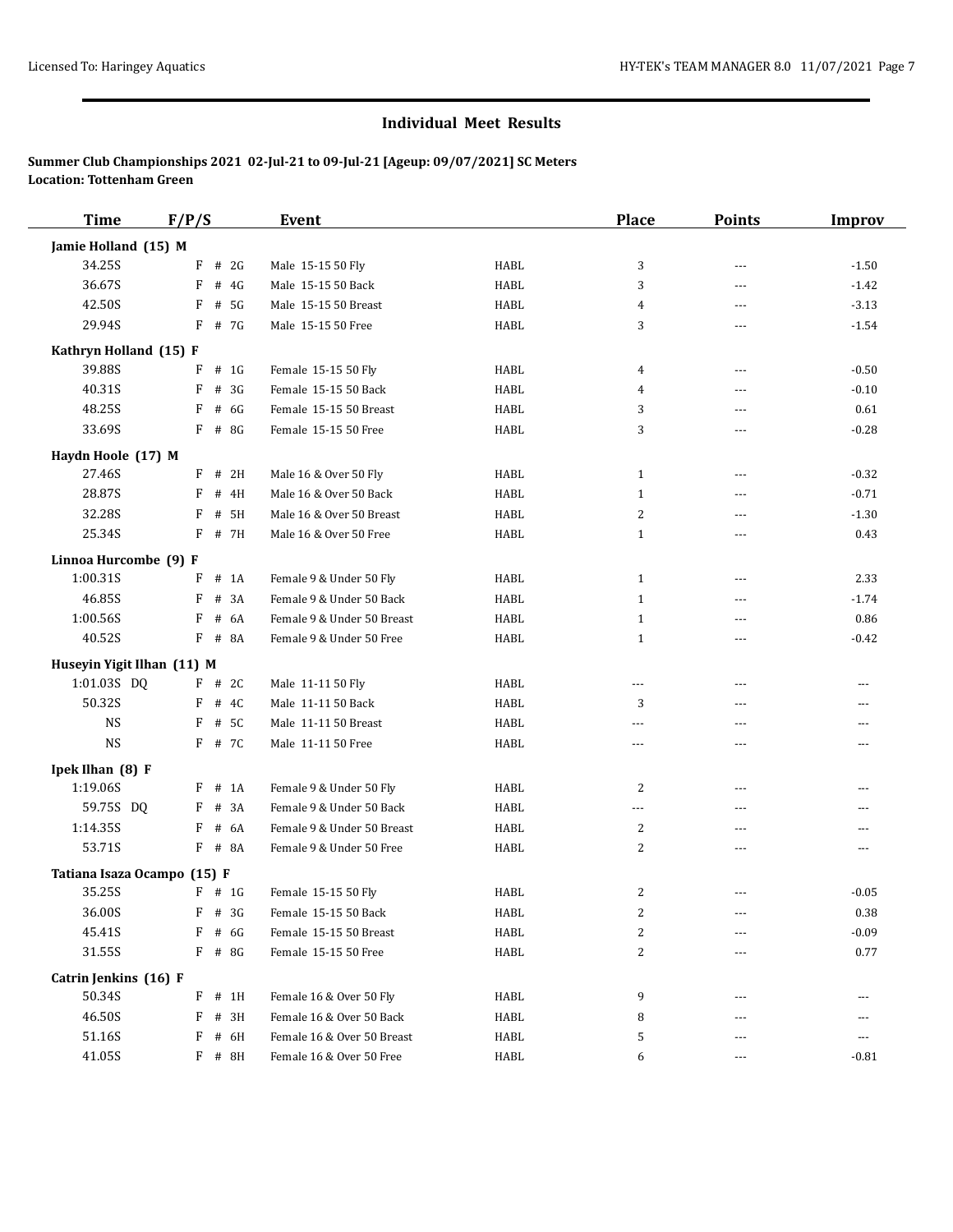## Individual Meet Results

**Summer Club Championships 2021 02-Jul-21 to 09-Jul-21 [Ageup: 09/07/2021] SC Meters**
**Location: Tottenham Green**

| Time | F/P/S | Event | | Place | Points | Improv |
|---|---|---|---|---|---|---|
| **Jamie Holland (15) M** | | | | | | |
| 34.25S | F # 2G | Male 15-15 50 Fly | HABL | 3 | --- | -1.50 |
| 36.67S | F # 4G | Male 15-15 50 Back | HABL | 3 | --- | -1.42 |
| 42.50S | F # 5G | Male 15-15 50 Breast | HABL | 4 | --- | -3.13 |
| 29.94S | F # 7G | Male 15-15 50 Free | HABL | 3 | --- | -1.54 |
| **Kathryn Holland (15) F** | | | | | | |
| 39.88S | F # 1G | Female 15-15 50 Fly | HABL | 4 | --- | -0.50 |
| 40.31S | F # 3G | Female 15-15 50 Back | HABL | 4 | --- | -0.10 |
| 48.25S | F # 6G | Female 15-15 50 Breast | HABL | 3 | --- | 0.61 |
| 33.69S | F # 8G | Female 15-15 50 Free | HABL | 3 | --- | -0.28 |
| **Haydn Hoole (17) M** | | | | | | |
| 27.46S | F # 2H | Male 16 & Over 50 Fly | HABL | 1 | --- | -0.32 |
| 28.87S | F # 4H | Male 16 & Over 50 Back | HABL | 1 | --- | -0.71 |
| 32.28S | F # 5H | Male 16 & Over 50 Breast | HABL | 2 | --- | -1.30 |
| 25.34S | F # 7H | Male 16 & Over 50 Free | HABL | 1 | --- | 0.43 |
| **Linnoa Hurcombe (9) F** | | | | | | |
| 1:00.31S | F # 1A | Female 9 & Under 50 Fly | HABL | 1 | --- | 2.33 |
| 46.85S | F # 3A | Female 9 & Under 50 Back | HABL | 1 | --- | -1.74 |
| 1:00.56S | F # 6A | Female 9 & Under 50 Breast | HABL | 1 | --- | 0.86 |
| 40.52S | F # 8A | Female 9 & Under 50 Free | HABL | 1 | --- | -0.42 |
| **Huseyin Yigit Ilhan (11) M** | | | | | | |
| 1:01.03S DQ | F # 2C | Male 11-11 50 Fly | HABL | --- | --- | --- |
| 50.32S | F # 4C | Male 11-11 50 Back | HABL | 3 | --- | --- |
| NS | F # 5C | Male 11-11 50 Breast | HABL | --- | --- | --- |
| NS | F # 7C | Male 11-11 50 Free | HABL | --- | --- | --- |
| **Ipek Ilhan (8) F** | | | | | | |
| 1:19.06S | F # 1A | Female 9 & Under 50 Fly | HABL | 2 | --- | --- |
| 59.75S DQ | F # 3A | Female 9 & Under 50 Back | HABL | --- | --- | --- |
| 1:14.35S | F # 6A | Female 9 & Under 50 Breast | HABL | 2 | --- | --- |
| 53.71S | F # 8A | Female 9 & Under 50 Free | HABL | 2 | --- | --- |
| **Tatiana Isaza Ocampo (15) F** | | | | | | |
| 35.25S | F # 1G | Female 15-15 50 Fly | HABL | 2 | --- | -0.05 |
| 36.00S | F # 3G | Female 15-15 50 Back | HABL | 2 | --- | 0.38 |
| 45.41S | F # 6G | Female 15-15 50 Breast | HABL | 2 | --- | -0.09 |
| 31.55S | F # 8G | Female 15-15 50 Free | HABL | 2 | --- | 0.77 |
| **Catrin Jenkins (16) F** | | | | | | |
| 50.34S | F # 1H | Female 16 & Over 50 Fly | HABL | 9 | --- | --- |
| 46.50S | F # 3H | Female 16 & Over 50 Back | HABL | 8 | --- | --- |
| 51.16S | F # 6H | Female 16 & Over 50 Breast | HABL | 5 | --- | --- |
| 41.05S | F # 8H | Female 16 & Over 50 Free | HABL | 6 | --- | -0.81 |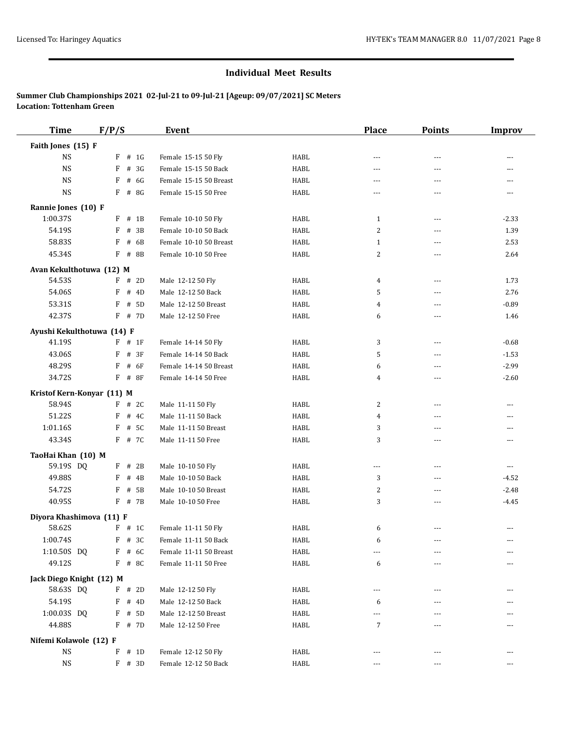## Individual Meet Results

**Summer Club Championships 2021 02-Jul-21 to 09-Jul-21 [Ageup: 09/07/2021] SC Meters**
**Location: Tottenham Green**

| Time | F/P/S | Event | | Place | Points | Improv |
|---|---|---|---|---|---|---|
| **Faith Jones (15) F** | | | | | | |
| NS | F # 1G | Female 15-15 50 Fly | HABL | --- | --- | --- |
| NS | F # 3G | Female 15-15 50 Back | HABL | --- | --- | --- |
| NS | F # 6G | Female 15-15 50 Breast | HABL | --- | --- | --- |
| NS | F # 8G | Female 15-15 50 Free | HABL | --- | --- | --- |
| **Rannie Jones (10) F** | | | | | | |
| 1:00.37S | F # 1B | Female 10-10 50 Fly | HABL | 1 | --- | -2.33 |
| 54.19S | F # 3B | Female 10-10 50 Back | HABL | 2 | --- | 1.39 |
| 58.83S | F # 6B | Female 10-10 50 Breast | HABL | 1 | --- | 2.53 |
| 45.34S | F # 8B | Female 10-10 50 Free | HABL | 2 | --- | 2.64 |
| **Avan Kekulthotuwa (12) M** | | | | | | |
| 54.53S | F # 2D | Male 12-12 50 Fly | HABL | 4 | --- | 1.73 |
| 54.06S | F # 4D | Male 12-12 50 Back | HABL | 5 | --- | 2.76 |
| 53.31S | F # 5D | Male 12-12 50 Breast | HABL | 4 | --- | -0.89 |
| 42.37S | F # 7D | Male 12-12 50 Free | HABL | 6 | --- | 1.46 |
| **Ayushi Kekulthotuwa (14) F** | | | | | | |
| 41.19S | F # 1F | Female 14-14 50 Fly | HABL | 3 | --- | -0.68 |
| 43.06S | F # 3F | Female 14-14 50 Back | HABL | 5 | --- | -1.53 |
| 48.29S | F # 6F | Female 14-14 50 Breast | HABL | 6 | --- | -2.99 |
| 34.72S | F # 8F | Female 14-14 50 Free | HABL | 4 | --- | -2.60 |
| **Kristof Kern-Konyar (11) M** | | | | | | |
| 58.94S | F # 2C | Male 11-11 50 Fly | HABL | 2 | --- | --- |
| 51.22S | F # 4C | Male 11-11 50 Back | HABL | 4 | --- | --- |
| 1:01.16S | F # 5C | Male 11-11 50 Breast | HABL | 3 | --- | --- |
| 43.34S | F # 7C | Male 11-11 50 Free | HABL | 3 | --- | --- |
| **TaoHai Khan (10) M** | | | | | | |
| 59.19S DQ | F # 2B | Male 10-10 50 Fly | HABL | --- | --- | --- |
| 49.88S | F # 4B | Male 10-10 50 Back | HABL | 3 | --- | -4.52 |
| 54.72S | F # 5B | Male 10-10 50 Breast | HABL | 2 | --- | -2.48 |
| 40.95S | F # 7B | Male 10-10 50 Free | HABL | 3 | --- | -4.45 |
| **Diyora Khashimova (11) F** | | | | | | |
| 58.62S | F # 1C | Female 11-11 50 Fly | HABL | 6 | --- | --- |
| 1:00.74S | F # 3C | Female 11-11 50 Back | HABL | 6 | --- | --- |
| 1:10.50S DQ | F # 6C | Female 11-11 50 Breast | HABL | --- | --- | --- |
| 49.12S | F # 8C | Female 11-11 50 Free | HABL | 6 | --- | --- |
| **Jack Diego Knight (12) M** | | | | | | |
| 58.63S DQ | F # 2D | Male 12-12 50 Fly | HABL | --- | --- | --- |
| 54.19S | F # 4D | Male 12-12 50 Back | HABL | 6 | --- | --- |
| 1:00.03S DQ | F # 5D | Male 12-12 50 Breast | HABL | --- | --- | --- |
| 44.88S | F # 7D | Male 12-12 50 Free | HABL | 7 | --- | --- |
| **Nifemi Kolawole (12) F** | | | | | | |
| NS | F # 1D | Female 12-12 50 Fly | HABL | --- | --- | --- |
| NS | F # 3D | Female 12-12 50 Back | HABL | --- | --- | --- |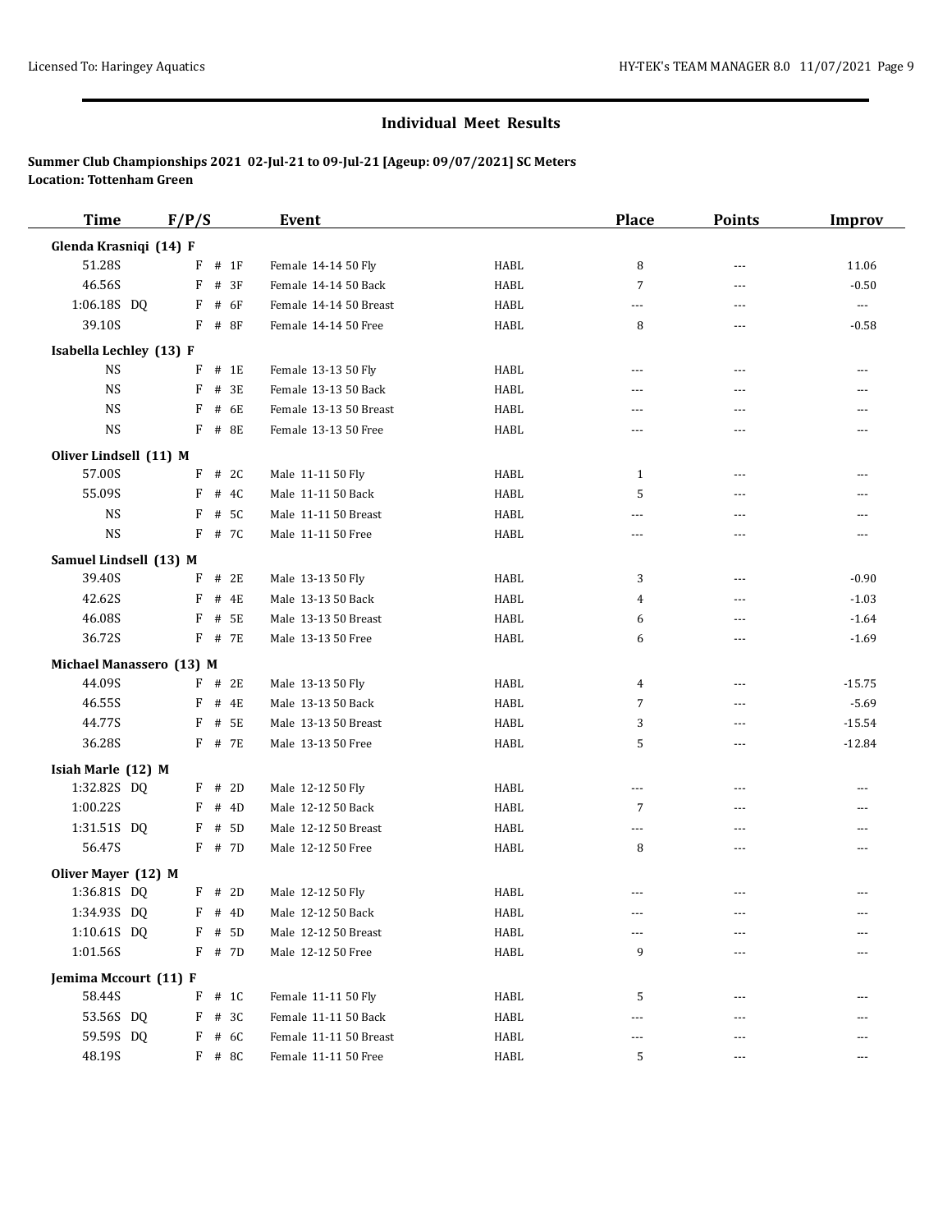## Individual Meet Results

**Summer Club Championships 2021 02-Jul-21 to 09-Jul-21 [Ageup: 09/07/2021] SC Meters**
**Location: Tottenham Green**

| Time | F/P/S | Event | | Place | Points | Improv |
|---|---|---|---|---|---|---|
| **Glenda Krasniqi (14) F** | | | | | | |
| 51.28S | F # 1F | Female 14-14 50 Fly | HABL | 8 | --- | 11.06 |
| 46.56S | F # 3F | Female 14-14 50 Back | HABL | 7 | --- | -0.50 |
| 1:06.18S DQ | F # 6F | Female 14-14 50 Breast | HABL | --- | --- | --- |
| 39.10S | F # 8F | Female 14-14 50 Free | HABL | 8 | --- | -0.58 |
| **Isabella Lechley (13) F** | | | | | | |
| NS | F # 1E | Female 13-13 50 Fly | HABL | --- | --- | --- |
| NS | F # 3E | Female 13-13 50 Back | HABL | --- | --- | --- |
| NS | F # 6E | Female 13-13 50 Breast | HABL | --- | --- | --- |
| NS | F # 8E | Female 13-13 50 Free | HABL | --- | --- | --- |
| **Oliver Lindsell (11) M** | | | | | | |
| 57.00S | F # 2C | Male 11-11 50 Fly | HABL | 1 | --- | --- |
| 55.09S | F # 4C | Male 11-11 50 Back | HABL | 5 | --- | --- |
| NS | F # 5C | Male 11-11 50 Breast | HABL | --- | --- | --- |
| NS | F # 7C | Male 11-11 50 Free | HABL | --- | --- | --- |
| **Samuel Lindsell (13) M** | | | | | | |
| 39.40S | F # 2E | Male 13-13 50 Fly | HABL | 3 | --- | -0.90 |
| 42.62S | F # 4E | Male 13-13 50 Back | HABL | 4 | --- | -1.03 |
| 46.08S | F # 5E | Male 13-13 50 Breast | HABL | 6 | --- | -1.64 |
| 36.72S | F # 7E | Male 13-13 50 Free | HABL | 6 | --- | -1.69 |
| **Michael Manassero (13) M** | | | | | | |
| 44.09S | F # 2E | Male 13-13 50 Fly | HABL | 4 | --- | -15.75 |
| 46.55S | F # 4E | Male 13-13 50 Back | HABL | 7 | --- | -5.69 |
| 44.77S | F # 5E | Male 13-13 50 Breast | HABL | 3 | --- | -15.54 |
| 36.28S | F # 7E | Male 13-13 50 Free | HABL | 5 | --- | -12.84 |
| **Isiah Marle (12) M** | | | | | | |
| 1:32.82S DQ | F # 2D | Male 12-12 50 Fly | HABL | --- | --- | --- |
| 1:00.22S | F # 4D | Male 12-12 50 Back | HABL | 7 | --- | --- |
| 1:31.51S DQ | F # 5D | Male 12-12 50 Breast | HABL | --- | --- | --- |
| 56.47S | F # 7D | Male 12-12 50 Free | HABL | 8 | --- | --- |
| **Oliver Mayer (12) M** | | | | | | |
| 1:36.81S DQ | F # 2D | Male 12-12 50 Fly | HABL | --- | --- | --- |
| 1:34.93S DQ | F # 4D | Male 12-12 50 Back | HABL | --- | --- | --- |
| 1:10.61S DQ | F # 5D | Male 12-12 50 Breast | HABL | --- | --- | --- |
| 1:01.56S | F # 7D | Male 12-12 50 Free | HABL | 9 | --- | --- |
| **Jemima Mccourt (11) F** | | | | | | |
| 58.44S | F # 1C | Female 11-11 50 Fly | HABL | 5 | --- | --- |
| 53.56S DQ | F # 3C | Female 11-11 50 Back | HABL | --- | --- | --- |
| 59.59S DQ | F # 6C | Female 11-11 50 Breast | HABL | --- | --- | --- |
| 48.19S | F # 8C | Female 11-11 50 Free | HABL | 5 | --- | --- |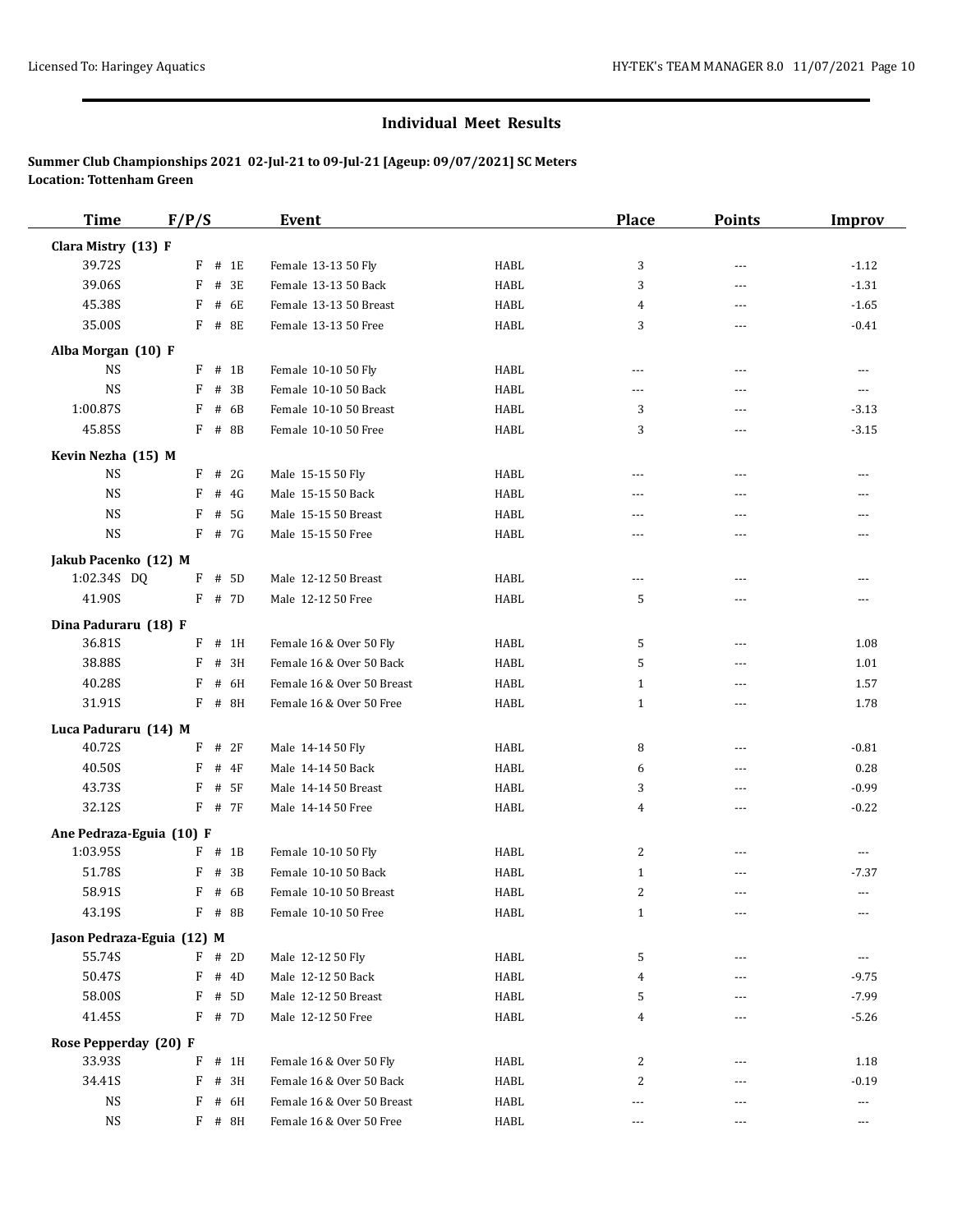## Individual Meet Results

**Summer Club Championships 2021 02-Jul-21 to 09-Jul-21 [Ageup: 09/07/2021] SC Meters**
**Location: Tottenham Green**

| Time | F/P/S | Event | | Place | Points | Improv |
|---|---|---|---|---|---|---|
| **Clara Mistry (13) F** | | | | | | |
| 39.72S | F # 1E | Female 13-13 50 Fly | HABL | 3 | --- | -1.12 |
| 39.06S | F # 3E | Female 13-13 50 Back | HABL | 3 | --- | -1.31 |
| 45.38S | F # 6E | Female 13-13 50 Breast | HABL | 4 | --- | -1.65 |
| 35.00S | F # 8E | Female 13-13 50 Free | HABL | 3 | --- | -0.41 |
| **Alba Morgan (10) F** | | | | | | |
| NS | F # 1B | Female 10-10 50 Fly | HABL | --- | --- | --- |
| NS | F # 3B | Female 10-10 50 Back | HABL | --- | --- | --- |
| 1:00.87S | F # 6B | Female 10-10 50 Breast | HABL | 3 | --- | -3.13 |
| 45.85S | F # 8B | Female 10-10 50 Free | HABL | 3 | --- | -3.15 |
| **Kevin Nezha (15) M** | | | | | | |
| NS | F # 2G | Male 15-15 50 Fly | HABL | --- | --- | --- |
| NS | F # 4G | Male 15-15 50 Back | HABL | --- | --- | --- |
| NS | F # 5G | Male 15-15 50 Breast | HABL | --- | --- | --- |
| NS | F # 7G | Male 15-15 50 Free | HABL | --- | --- | --- |
| **Jakub Pacenko (12) M** | | | | | | |
| 1:02.34S DQ | F # 5D | Male 12-12 50 Breast | HABL | --- | --- | --- |
| 41.90S | F # 7D | Male 12-12 50 Free | HABL | 5 | --- | --- |
| **Dina Paduraru (18) F** | | | | | | |
| 36.81S | F # 1H | Female 16 & Over 50 Fly | HABL | 5 | --- | 1.08 |
| 38.88S | F # 3H | Female 16 & Over 50 Back | HABL | 5 | --- | 1.01 |
| 40.28S | F # 6H | Female 16 & Over 50 Breast | HABL | 1 | --- | 1.57 |
| 31.91S | F # 8H | Female 16 & Over 50 Free | HABL | 1 | --- | 1.78 |
| **Luca Paduraru (14) M** | | | | | | |
| 40.72S | F # 2F | Male 14-14 50 Fly | HABL | 8 | --- | -0.81 |
| 40.50S | F # 4F | Male 14-14 50 Back | HABL | 6 | --- | 0.28 |
| 43.73S | F # 5F | Male 14-14 50 Breast | HABL | 3 | --- | -0.99 |
| 32.12S | F # 7F | Male 14-14 50 Free | HABL | 4 | --- | -0.22 |
| **Ane Pedraza-Eguia (10) F** | | | | | | |
| 1:03.95S | F # 1B | Female 10-10 50 Fly | HABL | 2 | --- | --- |
| 51.78S | F # 3B | Female 10-10 50 Back | HABL | 1 | --- | -7.37 |
| 58.91S | F # 6B | Female 10-10 50 Breast | HABL | 2 | --- | --- |
| 43.19S | F # 8B | Female 10-10 50 Free | HABL | 1 | --- | --- |
| **Jason Pedraza-Eguia (12) M** | | | | | | |
| 55.74S | F # 2D | Male 12-12 50 Fly | HABL | 5 | --- | --- |
| 50.47S | F # 4D | Male 12-12 50 Back | HABL | 4 | --- | -9.75 |
| 58.00S | F # 5D | Male 12-12 50 Breast | HABL | 5 | --- | -7.99 |
| 41.45S | F # 7D | Male 12-12 50 Free | HABL | 4 | --- | -5.26 |
| **Rose Pepperday (20) F** | | | | | | |
| 33.93S | F # 1H | Female 16 & Over 50 Fly | HABL | 2 | --- | 1.18 |
| 34.41S | F # 3H | Female 16 & Over 50 Back | HABL | 2 | --- | -0.19 |
| NS | F # 6H | Female 16 & Over 50 Breast | HABL | --- | --- | --- |
| NS | F # 8H | Female 16 & Over 50 Free | HABL | --- | --- | --- |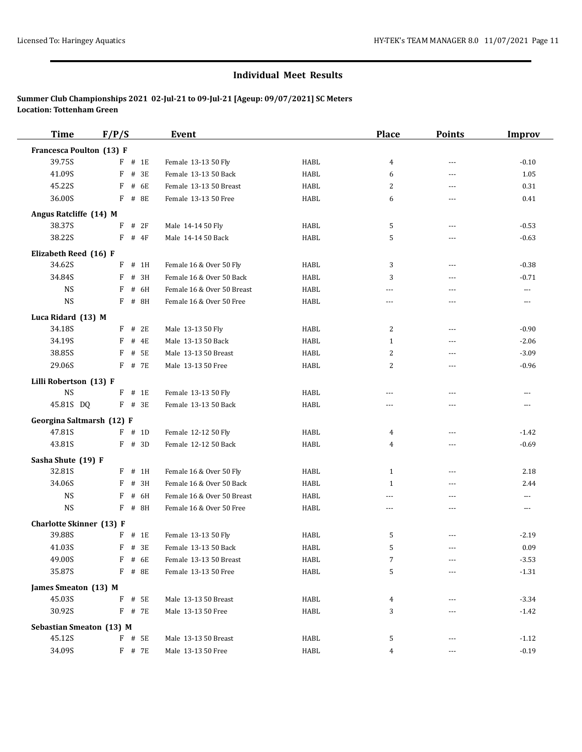## Individual Meet Results

**Summer Club Championships 2021 02-Jul-21 to 09-Jul-21 [Ageup: 09/07/2021] SC Meters**
**Location: Tottenham Green**

| Time | F/P/S | Event | | Place | Points | Improv |
|---|---|---|---|---|---|---|
| **Francesca Poulton (13) F** | | | | | | |
| 39.75S | F # 1E | Female 13-13 50 Fly | HABL | 4 | --- | -0.10 |
| 41.09S | F # 3E | Female 13-13 50 Back | HABL | 6 | --- | 1.05 |
| 45.22S | F # 6E | Female 13-13 50 Breast | HABL | 2 | --- | 0.31 |
| 36.00S | F # 8E | Female 13-13 50 Free | HABL | 6 | --- | 0.41 |
| **Angus Ratcliffe (14) M** | | | | | | |
| 38.37S | F # 2F | Male 14-14 50 Fly | HABL | 5 | --- | -0.53 |
| 38.22S | F # 4F | Male 14-14 50 Back | HABL | 5 | --- | -0.63 |
| **Elizabeth Reed (16) F** | | | | | | |
| 34.62S | F # 1H | Female 16 & Over 50 Fly | HABL | 3 | --- | -0.38 |
| 34.84S | F # 3H | Female 16 & Over 50 Back | HABL | 3 | --- | -0.71 |
| NS | F # 6H | Female 16 & Over 50 Breast | HABL | --- | --- | --- |
| NS | F # 8H | Female 16 & Over 50 Free | HABL | --- | --- | --- |
| **Luca Ridard (13) M** | | | | | | |
| 34.18S | F # 2E | Male 13-13 50 Fly | HABL | 2 | --- | -0.90 |
| 34.19S | F # 4E | Male 13-13 50 Back | HABL | 1 | --- | -2.06 |
| 38.85S | F # 5E | Male 13-13 50 Breast | HABL | 2 | --- | -3.09 |
| 29.06S | F # 7E | Male 13-13 50 Free | HABL | 2 | --- | -0.96 |
| **Lilli Robertson (13) F** | | | | | | |
| NS | F # 1E | Female 13-13 50 Fly | HABL | --- | --- | --- |
| 45.81S DQ | F # 3E | Female 13-13 50 Back | HABL | --- | --- | --- |
| **Georgina Saltmarsh (12) F** | | | | | | |
| 47.81S | F # 1D | Female 12-12 50 Fly | HABL | 4 | --- | -1.42 |
| 43.81S | F # 3D | Female 12-12 50 Back | HABL | 4 | --- | -0.69 |
| **Sasha Shute (19) F** | | | | | | |
| 32.81S | F # 1H | Female 16 & Over 50 Fly | HABL | 1 | --- | 2.18 |
| 34.06S | F # 3H | Female 16 & Over 50 Back | HABL | 1 | --- | 2.44 |
| NS | F # 6H | Female 16 & Over 50 Breast | HABL | --- | --- | --- |
| NS | F # 8H | Female 16 & Over 50 Free | HABL | --- | --- | --- |
| **Charlotte Skinner (13) F** | | | | | | |
| 39.88S | F # 1E | Female 13-13 50 Fly | HABL | 5 | --- | -2.19 |
| 41.03S | F # 3E | Female 13-13 50 Back | HABL | 5 | --- | 0.09 |
| 49.00S | F # 6E | Female 13-13 50 Breast | HABL | 7 | --- | -3.53 |
| 35.87S | F # 8E | Female 13-13 50 Free | HABL | 5 | --- | -1.31 |
| **James Smeaton (13) M** | | | | | | |
| 45.03S | F # 5E | Male 13-13 50 Breast | HABL | 4 | --- | -3.34 |
| 30.92S | F # 7E | Male 13-13 50 Free | HABL | 3 | --- | -1.42 |
| **Sebastian Smeaton (13) M** | | | | | | |
| 45.12S | F # 5E | Male 13-13 50 Breast | HABL | 5 | --- | -1.12 |
| 34.09S | F # 7E | Male 13-13 50 Free | HABL | 4 | --- | -0.19 |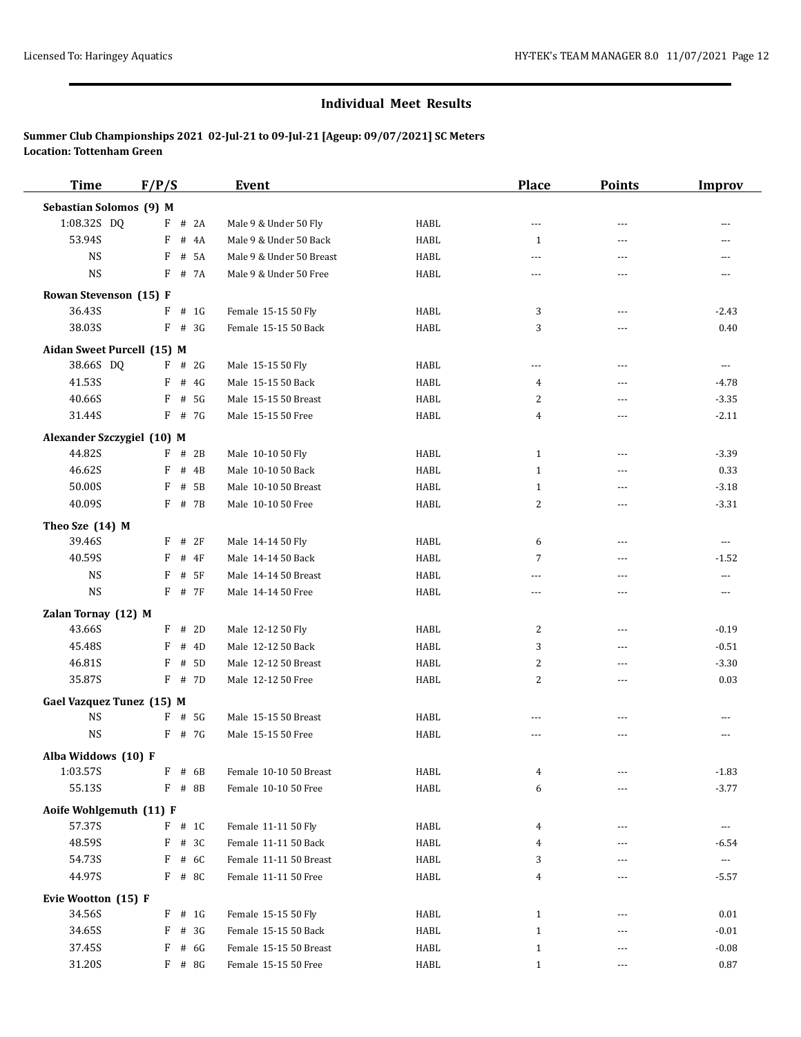## Individual Meet Results

**Summer Club Championships 2021 02-Jul-21 to 09-Jul-21 [Ageup: 09/07/2021] SC Meters**
**Location: Tottenham Green**

| Time | F/P/S | | Event | | Place | Points | Improv |
|---|---|---|---|---|---|---|---|
| **Sebastian Solomos (9) M** | | | | | | | |
| 1:08.32S DQ | F | # 2A | Male 9 & Under 50 Fly | HABL | --- | --- | --- |
| 53.94S | F | # 4A | Male 9 & Under 50 Back | HABL | 1 | --- | --- |
| NS | F | # 5A | Male 9 & Under 50 Breast | HABL | --- | --- | --- |
| NS | F | # 7A | Male 9 & Under 50 Free | HABL | --- | --- | --- |
| **Rowan Stevenson (15) F** | | | | | | | |
| 36.43S | F | # 1G | Female 15-15 50 Fly | HABL | 3 | --- | -2.43 |
| 38.03S | F | # 3G | Female 15-15 50 Back | HABL | 3 | --- | 0.40 |
| **Aidan Sweet Purcell (15) M** | | | | | | | |
| 38.66S DQ | F | # 2G | Male 15-15 50 Fly | HABL | --- | --- | --- |
| 41.53S | F | # 4G | Male 15-15 50 Back | HABL | 4 | --- | -4.78 |
| 40.66S | F | # 5G | Male 15-15 50 Breast | HABL | 2 | --- | -3.35 |
| 31.44S | F | # 7G | Male 15-15 50 Free | HABL | 4 | --- | -2.11 |
| **Alexander Szczygiel (10) M** | | | | | | | |
| 44.82S | F | # 2B | Male 10-10 50 Fly | HABL | 1 | --- | -3.39 |
| 46.62S | F | # 4B | Male 10-10 50 Back | HABL | 1 | --- | 0.33 |
| 50.00S | F | # 5B | Male 10-10 50 Breast | HABL | 1 | --- | -3.18 |
| 40.09S | F | # 7B | Male 10-10 50 Free | HABL | 2 | --- | -3.31 |
| **Theo Sze (14) M** | | | | | | | |
| 39.46S | F | # 2F | Male 14-14 50 Fly | HABL | 6 | --- | --- |
| 40.59S | F | # 4F | Male 14-14 50 Back | HABL | 7 | --- | -1.52 |
| NS | F | # 5F | Male 14-14 50 Breast | HABL | --- | --- | --- |
| NS | F | # 7F | Male 14-14 50 Free | HABL | --- | --- | --- |
| **Zalan Tornay (12) M** | | | | | | | |
| 43.66S | F | # 2D | Male 12-12 50 Fly | HABL | 2 | --- | -0.19 |
| 45.48S | F | # 4D | Male 12-12 50 Back | HABL | 3 | --- | -0.51 |
| 46.81S | F | # 5D | Male 12-12 50 Breast | HABL | 2 | --- | -3.30 |
| 35.87S | F | # 7D | Male 12-12 50 Free | HABL | 2 | --- | 0.03 |
| **Gael Vazquez Tunez (15) M** | | | | | | | |
| NS | F | # 5G | Male 15-15 50 Breast | HABL | --- | --- | --- |
| NS | F | # 7G | Male 15-15 50 Free | HABL | --- | --- | --- |
| **Alba Widdows (10) F** | | | | | | | |
| 1:03.57S | F | # 6B | Female 10-10 50 Breast | HABL | 4 | --- | -1.83 |
| 55.13S | F | # 8B | Female 10-10 50 Free | HABL | 6 | --- | -3.77 |
| **Aoife Wohlgemuth (11) F** | | | | | | | |
| 57.37S | F | # 1C | Female 11-11 50 Fly | HABL | 4 | --- | --- |
| 48.59S | F | # 3C | Female 11-11 50 Back | HABL | 4 | --- | -6.54 |
| 54.73S | F | # 6C | Female 11-11 50 Breast | HABL | 3 | --- | --- |
| 44.97S | F | # 8C | Female 11-11 50 Free | HABL | 4 | --- | -5.57 |
| **Evie Wootton (15) F** | | | | | | | |
| 34.56S | F | # 1G | Female 15-15 50 Fly | HABL | 1 | --- | 0.01 |
| 34.65S | F | # 3G | Female 15-15 50 Back | HABL | 1 | --- | -0.01 |
| 37.45S | F | # 6G | Female 15-15 50 Breast | HABL | 1 | --- | -0.08 |
| 31.20S | F | # 8G | Female 15-15 50 Free | HABL | 1 | --- | 0.87 |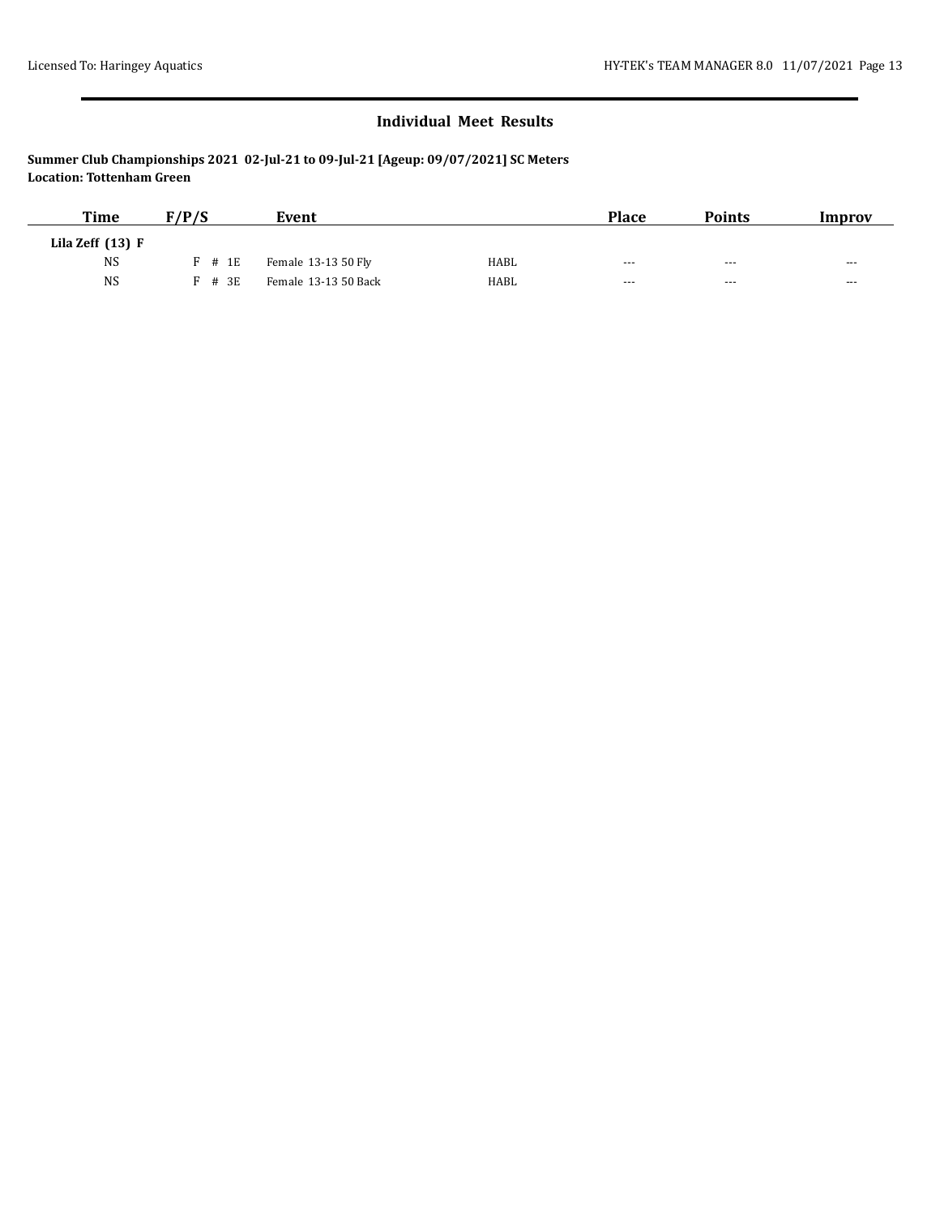## Individual Meet Results

**Summer Club Championships 2021 02-Jul-21 to 09-Jul-21 [Ageup: 09/07/2021] SC Meters**
**Location: Tottenham Green**

| Time | F/P/S | Event | | Place | Points | Improv |
|---|---|---|---|---|---|---|
| **Lila Zeff (13) F** | | | | | | |
| NS | F # 1E | Female 13-13 50 Fly | HABL | --- | --- | --- |
| NS | F # 3E | Female 13-13 50 Back | HABL | --- | --- | --- |